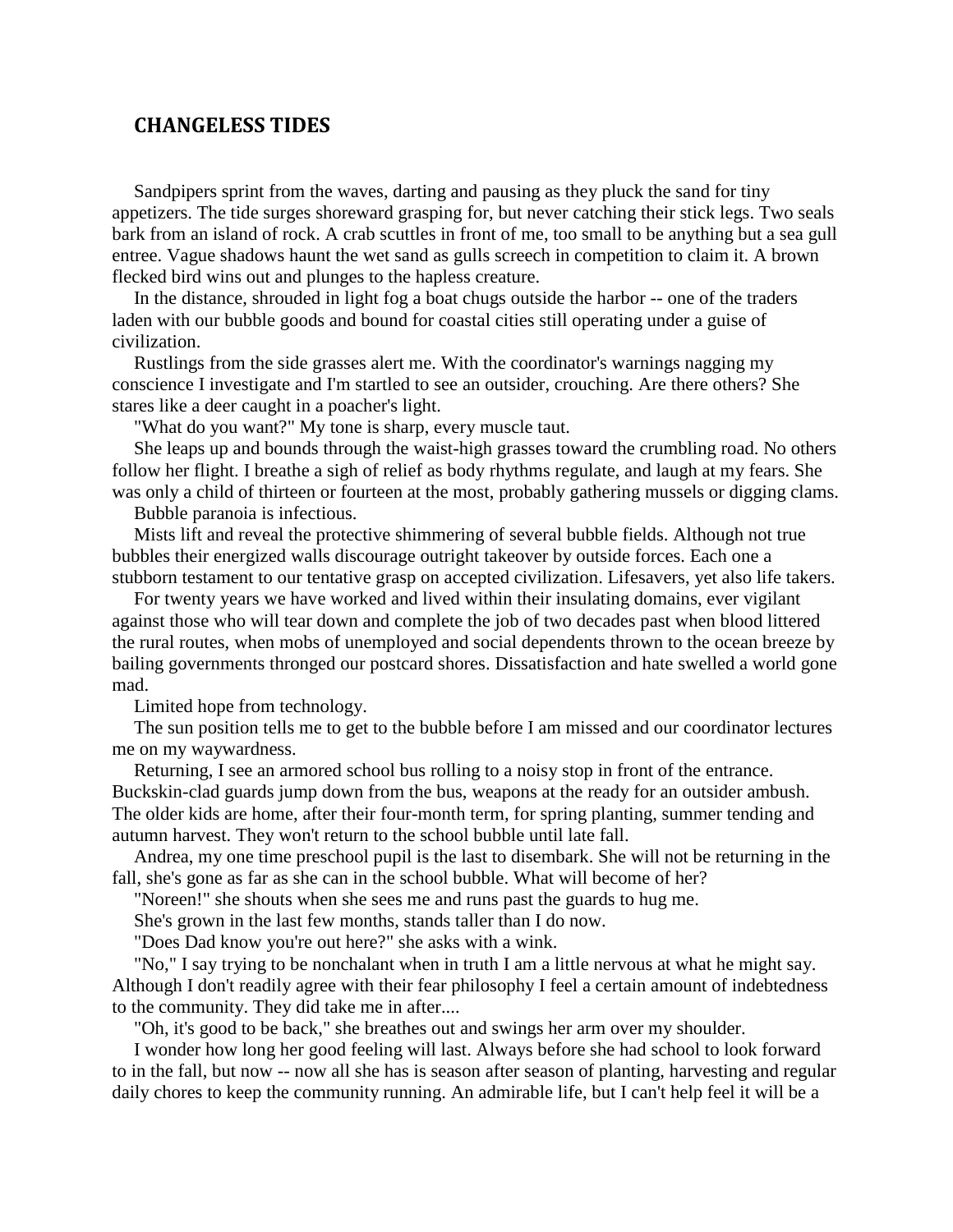## CHANGELESS TIDES

Sandpipers sprint from the waves, darting and pausing as they pluck the sand for tiny appetizers. The tide surges shoreward grasping for, but never catching their stick legs. Two seals bark from an island of rock. A crab scuttles in front of me, too small to be anything but a sea gull entree. Vague shadows haunt the wet sand as gulls screech in competition to claim it. A brown flecked bird wins out and plunges to the hapless creature.

In the distance, shrouded in light fog a boat chugs outside the harbor -- one of the traders laden with our bubble goods and bound for coastal cities still operating under a guise of civilization.

Rustlings from the side grasses alert me. With the coordinator's warnings nagging my conscience I investigate and I'm startled to see an outsider, crouching. Are there others? She stares like a deer caught in a poacher's light.

"What do you want?" My tone is sharp, every muscle taut.

She leaps up and bounds through the waist-high grasses toward the crumbling road. No others follow her flight. I breathe a sigh of relief as body rhythms regulate, and laugh at my fears. She was only a child of thirteen or fourteen at the most, probably gathering mussels or digging clams.

Bubble paranoia is infectious.

Mists lift and reveal the protective shimmering of several bubble fields. Although not true bubbles their energized walls discourage outright takeover by outside forces. Each one a stubborn testament to our tentative grasp on accepted civilization. Lifesavers, yet also life takers.

For twenty years we have worked and lived within their insulating domains, ever vigilant against those who will tear down and complete the job of two decades past when blood littered the rural routes, when mobs of unemployed and social dependents thrown to the ocean breeze by bailing governments thronged our postcard shores. Dissatisfaction and hate swelled a world gone mad.

Limited hope from technology.

The sun position tells me to get to the bubble before I am missed and our coordinator lectures me on my waywardness.

Returning, I see an armored school bus rolling to a noisy stop in front of the entrance. Buckskin-clad guards jump down from the bus, weapons at the ready for an outsider ambush. The older kids are home, after their four-month term, for spring planting, summer tending and autumn harvest. They won't return to the school bubble until late fall.

Andrea, my one time preschool pupil is the last to disembark. She will not be returning in the fall, she's gone as far as she can in the school bubble. What will become of her?

"Noreen!" she shouts when she sees me and runs past the guards to hug me.

She's grown in the last few months, stands taller than I do now.

"Does Dad know you're out here?" she asks with a wink.

"No," I say trying to be nonchalant when in truth I am a little nervous at what he might say. Although I don't readily agree with their fear philosophy I feel a certain amount of indebtedness to the community. They did take me in after....

"Oh, it's good to be back," she breathes out and swings her arm over my shoulder.

I wonder how long her good feeling will last. Always before she had school to look forward to in the fall, but now -- now all she has is season after season of planting, harvesting and regular daily chores to keep the community running. An admirable life, but I can't help feel it will be a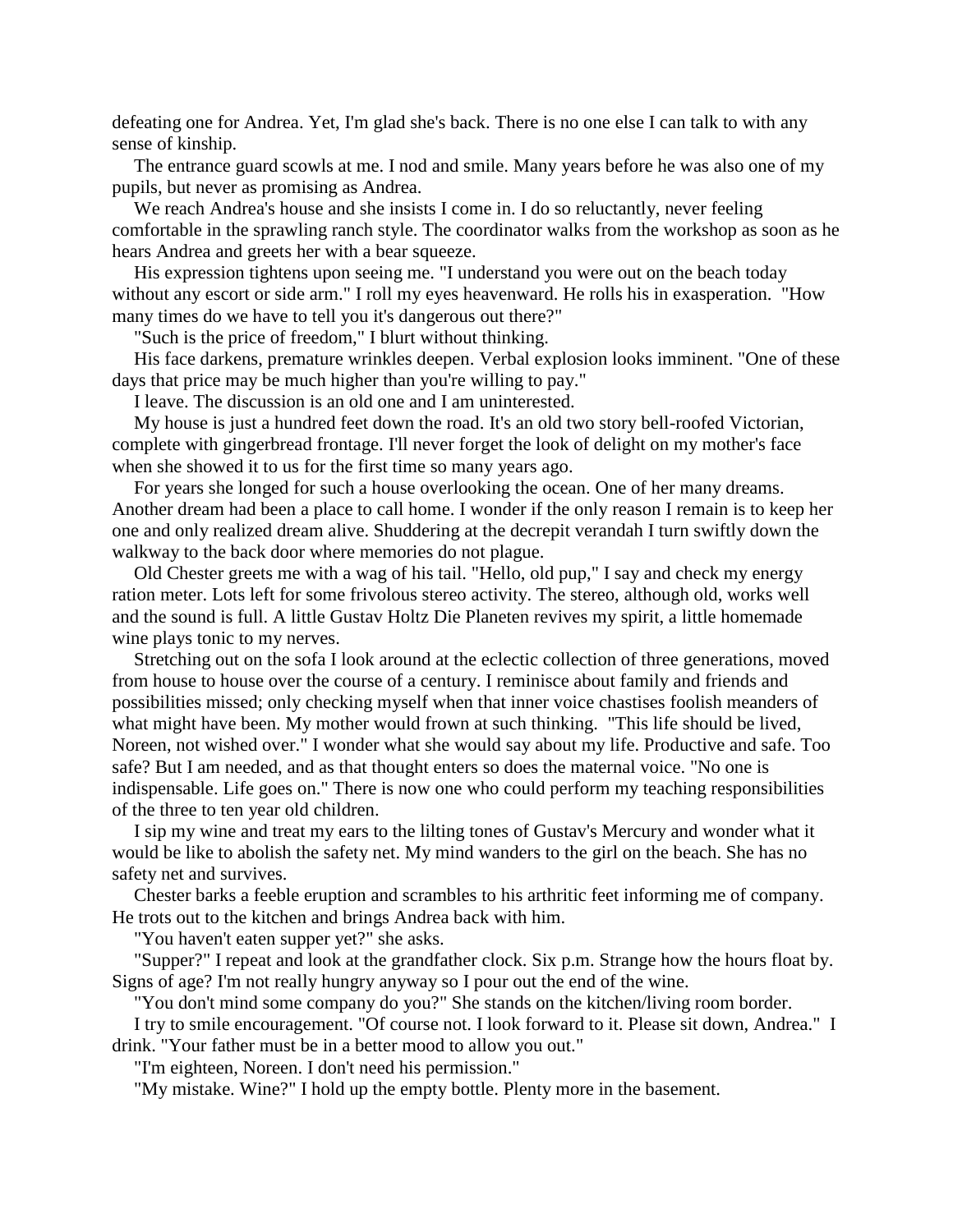defeating one for Andrea. Yet, I'm glad she's back. There is no one else I can talk to with any sense of kinship.

The entrance guard scowls at me. I nod and smile. Many years before he was also one of my pupils, but never as promising as Andrea.

We reach Andrea's house and she insists I come in. I do so reluctantly, never feeling comfortable in the sprawling ranch style. The coordinator walks from the workshop as soon as he hears Andrea and greets her with a bear squeeze.

His expression tightens upon seeing me. "I understand you were out on the beach today without any escort or side arm." I roll my eyes heavenward. He rolls his in exasperation. "How many times do we have to tell you it's dangerous out there?"

"Such is the price of freedom," I blurt without thinking.

His face darkens, premature wrinkles deepen. Verbal explosion looks imminent. "One of these days that price may be much higher than you're willing to pay."

I leave. The discussion is an old one and I am uninterested.

My house is just a hundred feet down the road. It's an old two story bell-roofed Victorian, complete with gingerbread frontage. I'll never forget the look of delight on my mother's face when she showed it to us for the first time so many years ago.

For years she longed for such a house overlooking the ocean. One of her many dreams. Another dream had been a place to call home. I wonder if the only reason I remain is to keep her one and only realized dream alive. Shuddering at the decrepit verandah I turn swiftly down the walkway to the back door where memories do not plague.

Old Chester greets me with a wag of his tail. "Hello, old pup," I say and check my energy ration meter. Lots left for some frivolous stereo activity. The stereo, although old, works well and the sound is full. A little Gustav Holtz Die Planeten revives my spirit, a little homemade wine plays tonic to my nerves.

Stretching out on the sofa I look around at the eclectic collection of three generations, moved from house to house over the course of a century. I reminisce about family and friends and possibilities missed; only checking myself when that inner voice chastises foolish meanders of what might have been. My mother would frown at such thinking. "This life should be lived, Noreen, not wished over." I wonder what she would say about my life. Productive and safe. Too safe? But I am needed, and as that thought enters so does the maternal voice. "No one is indispensable. Life goes on." There is now one who could perform my teaching responsibilities of the three to ten year old children.

I sip my wine and treat my ears to the lilting tones of Gustav's Mercury and wonder what it would be like to abolish the safety net. My mind wanders to the girl on the beach. She has no safety net and survives.

Chester barks a feeble eruption and scrambles to his arthritic feet informing me of company. He trots out to the kitchen and brings Andrea back with him.

"You haven't eaten supper yet?" she asks.

"Supper?" I repeat and look at the grandfather clock. Six p.m. Strange how the hours float by. Signs of age? I'm not really hungry anyway so I pour out the end of the wine.

"You don't mind some company do you?" She stands on the kitchen/living room border.

I try to smile encouragement. "Of course not. I look forward to it. Please sit down, Andrea." I drink. "Your father must be in a better mood to allow you out."

"I'm eighteen, Noreen. I don't need his permission."

"My mistake. Wine?" I hold up the empty bottle. Plenty more in the basement.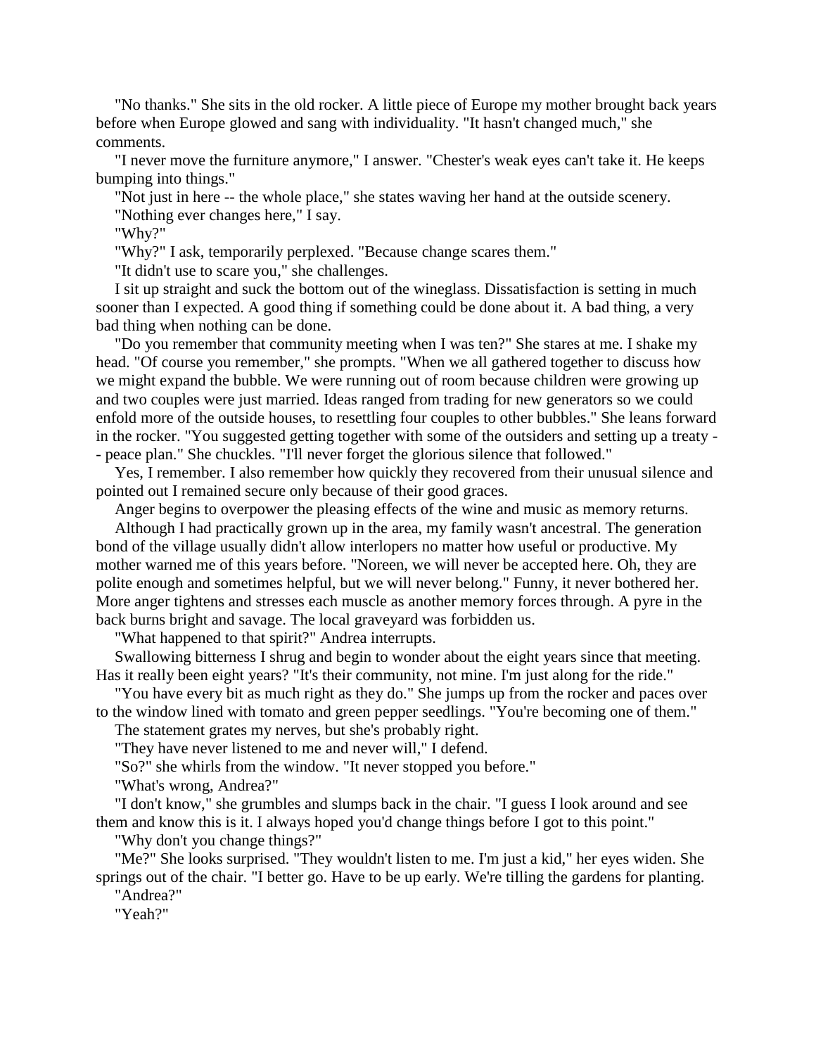"No thanks." She sits in the old rocker. A little piece of Europe my mother brought back years before when Europe glowed and sang with individuality. "It hasn't changed much," she comments.

"I never move the furniture anymore," I answer. "Chester's weak eyes can't take it. He keeps bumping into things."

"Not just in here -- the whole place," she states waving her hand at the outside scenery.

"Nothing ever changes here," I say.

"Why?"

"Why?" I ask, temporarily perplexed. "Because change scares them."

"It didn't use to scare you," she challenges.

I sit up straight and suck the bottom out of the wineglass. Dissatisfaction is setting in much sooner than I expected. A good thing if something could be done about it. A bad thing, a very bad thing when nothing can be done.

"Do you remember that community meeting when I was ten?" She stares at me. I shake my head. "Of course you remember," she prompts. "When we all gathered together to discuss how we might expand the bubble. We were running out of room because children were growing up and two couples were just married. Ideas ranged from trading for new generators so we could enfold more of the outside houses, to resettling four couples to other bubbles." She leans forward in the rocker. "You suggested getting together with some of the outsiders and setting up a treaty -- peace plan." She chuckles. "I'll never forget the glorious silence that followed."

Yes, I remember. I also remember how quickly they recovered from their unusual silence and pointed out I remained secure only because of their good graces.

Anger begins to overpower the pleasing effects of the wine and music as memory returns.

Although I had practically grown up in the area, my family wasn't ancestral. The generation bond of the village usually didn't allow interlopers no matter how useful or productive. My mother warned me of this years before. "Noreen, we will never be accepted here. Oh, they are polite enough and sometimes helpful, but we will never belong." Funny, it never bothered her. More anger tightens and stresses each muscle as another memory forces through. A pyre in the back burns bright and savage. The local graveyard was forbidden us.

"What happened to that spirit?" Andrea interrupts.

Swallowing bitterness I shrug and begin to wonder about the eight years since that meeting. Has it really been eight years? "It's their community, not mine. I'm just along for the ride."

"You have every bit as much right as they do." She jumps up from the rocker and paces over to the window lined with tomato and green pepper seedlings. "You're becoming one of them."

The statement grates my nerves, but she's probably right.

"They have never listened to me and never will," I defend.

"So?" she whirls from the window. "It never stopped you before."

"What's wrong, Andrea?"

"I don't know," she grumbles and slumps back in the chair. "I guess I look around and see them and know this is it. I always hoped you'd change things before I got to this point."

"Why don't you change things?"

"Me?" She looks surprised. "They wouldn't listen to me. I'm just a kid," her eyes widen. She springs out of the chair. "I better go. Have to be up early. We're tilling the gardens for planting.

"Andrea?"

"Yeah?"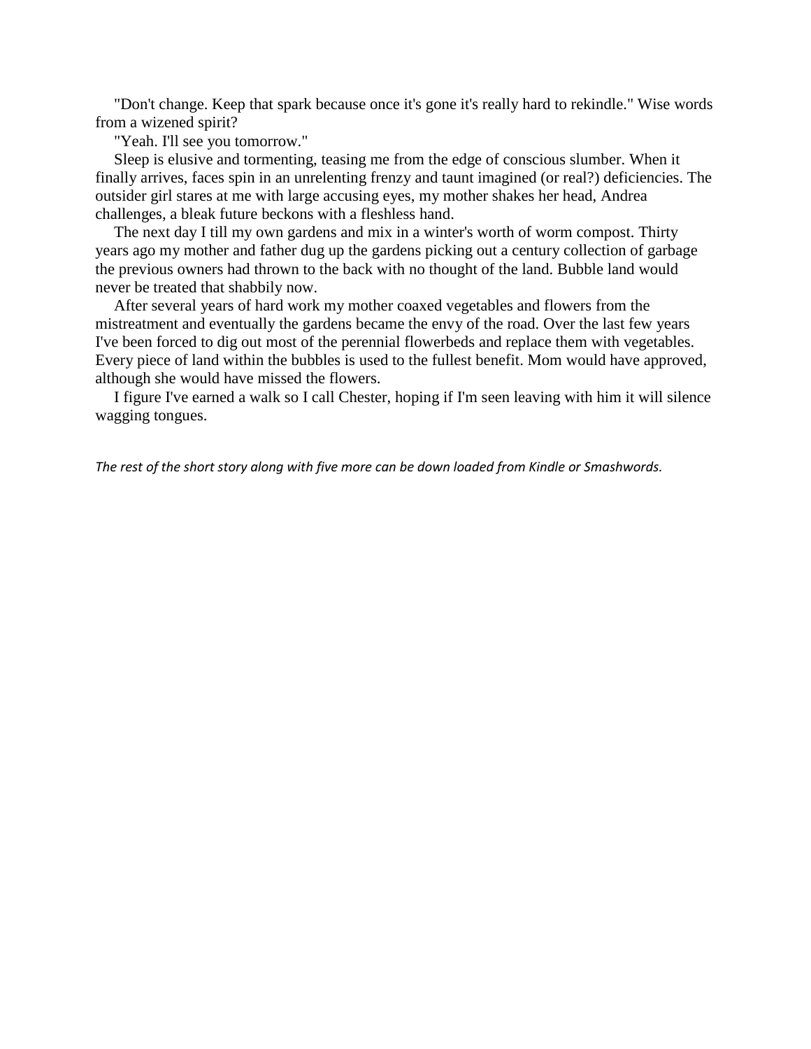"Don't change. Keep that spark because once it's gone it's really hard to rekindle." Wise words from a wizened spirit?

"Yeah. I'll see you tomorrow."

Sleep is elusive and tormenting, teasing me from the edge of conscious slumber. When it finally arrives, faces spin in an unrelenting frenzy and taunt imagined (or real?) deficiencies. The outsider girl stares at me with large accusing eyes, my mother shakes her head, Andrea challenges, a bleak future beckons with a fleshless hand.

The next day I till my own gardens and mix in a winter's worth of worm compost. Thirty years ago my mother and father dug up the gardens picking out a century collection of garbage the previous owners had thrown to the back with no thought of the land. Bubble land would never be treated that shabbily now.

After several years of hard work my mother coaxed vegetables and flowers from the mistreatment and eventually the gardens became the envy of the road. Over the last few years I've been forced to dig out most of the perennial flowerbeds and replace them with vegetables. Every piece of land within the bubbles is used to the fullest benefit. Mom would have approved, although she would have missed the flowers.

I figure I've earned a walk so I call Chester, hoping if I'm seen leaving with him it will silence wagging tongues.

*The rest of the short story along with five more can be down loaded from Kindle or Smashwords.*